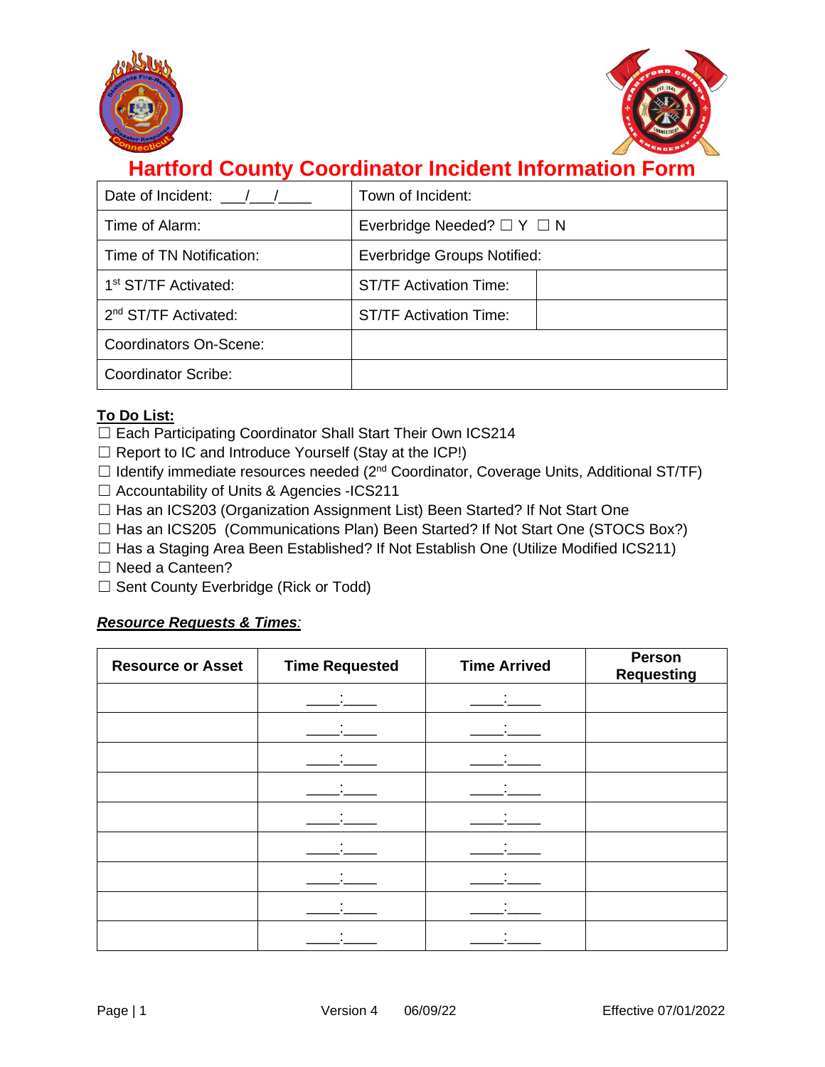# Hartford County Coordinator Incident Information Form

| Date of Incident: ___/___/____ | Town of Incident: | |
|---|---|---|
| Time of Alarm: | Everbridge Needed? ☐ Y ☐ N | |
| Time of TN Notification: | Everbridge Groups Notified: | |
| 1st ST/TF Activated: | ST/TF Activation Time: | |
| 2nd ST/TF Activated: | ST/TF Activation Time: | |
| Coordinators On-Scene: | | |
| Coordinator Scribe: | | |

**To Do List:**

- ☐ Each Participating Coordinator Shall Start Their Own ICS214
- ☐ Report to IC and Introduce Yourself (Stay at the ICP!)
- ☐ Identify immediate resources needed (2nd Coordinator, Coverage Units, Additional ST/TF)
- ☐ Accountability of Units & Agencies -ICS211
- ☐ Has an ICS203 (Organization Assignment List) Been Started? If Not Start One
- ☐ Has an ICS205 (Communications Plan) Been Started? If Not Start One (STOCS Box?)
- ☐ Has a Staging Area Been Established? If Not Establish One (Utilize Modified ICS211)
- ☐ Need a Canteen?
- ☐ Sent County Everbridge (Rick or Todd)

***Resource Requests & Times:***

| Resource or Asset | Time Requested | Time Arrived | Person Requesting |
|---|---|---|---|
| | ____:____ | ____:____ | |
| | ____:____ | ____:____ | |
| | ____:____ | ____:____ | |
| | ____:____ | ____:____ | |
| | ____:____ | ____:____ | |
| | ____:____ | ____:____ | |
| | ____:____ | ____:____ | |
| | ____:____ | ____:____ | |
| | ____:____ | ____:____ | |

Version 4 06/09/22 Effective 07/01/2022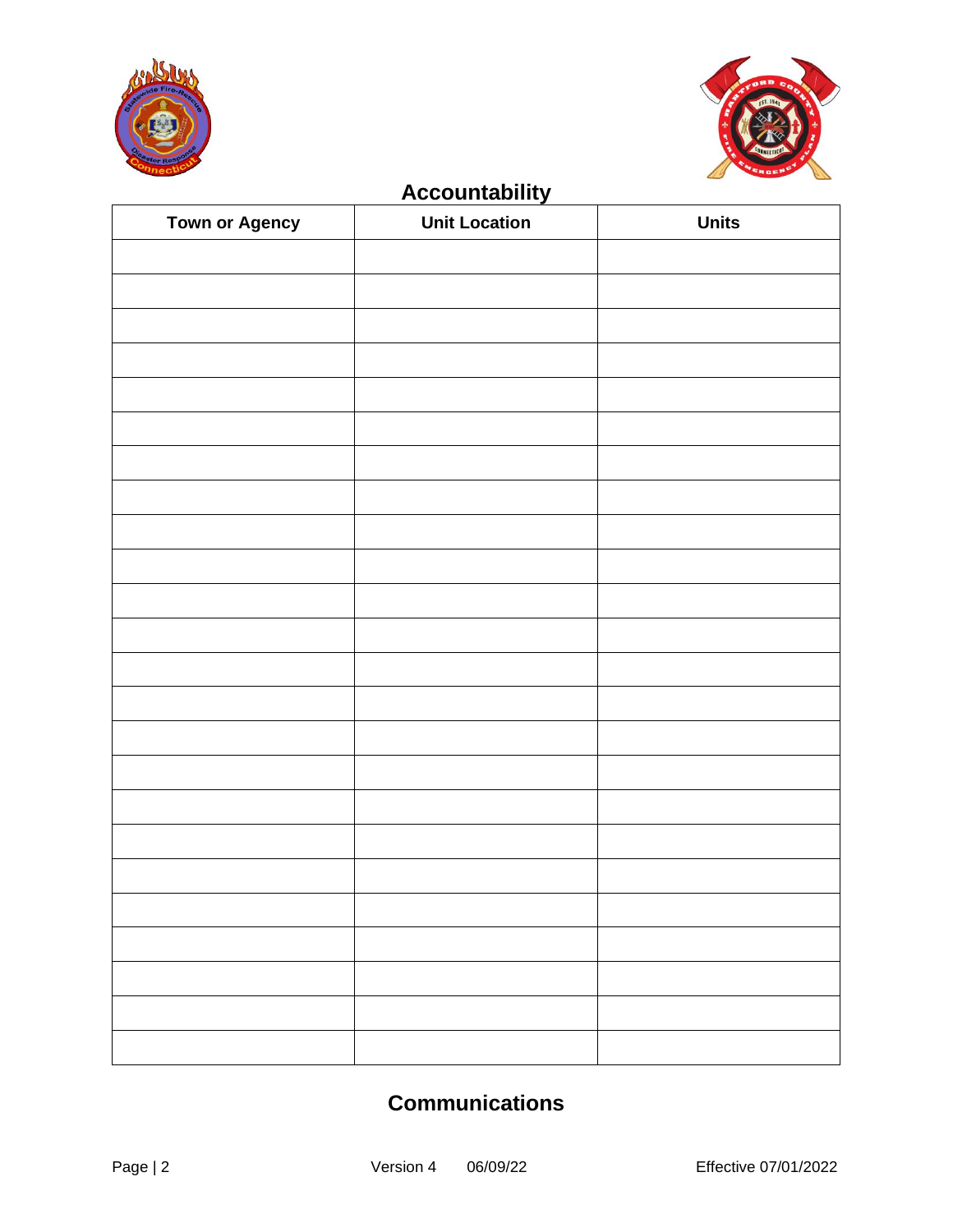## Accountability

| Town or Agency | Unit Location | Units |
|---|---|---|
| | | |
| | | |
| | | |
| | | |
| | | |
| | | |
| | | |
| | | |
| | | |
| | | |
| | | |
| | | |
| | | |
| | | |
| | | |
| | | |
| | | |
| | | |
| | | |
| | | |
| | | |
| | | |
| | | |
| | | |

## Communications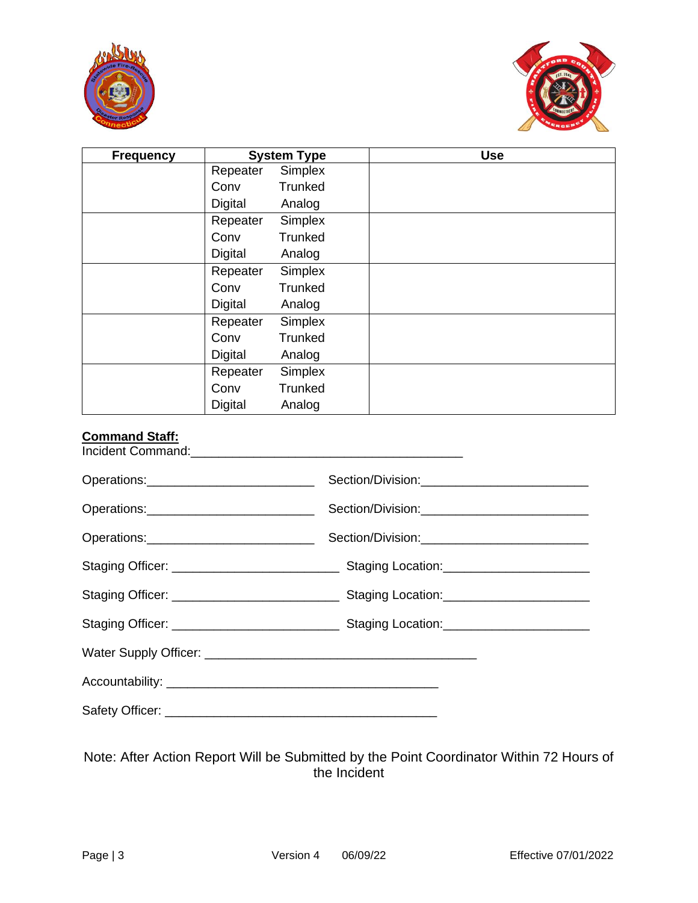| Frequency | System Type | Use |
|---|---|---|
| | Repeater Simplex<br>Conv Trunked<br>Digital Analog | |
| | Repeater Simplex<br>Conv Trunked<br>Digital Analog | |
| | Repeater Simplex<br>Conv Trunked<br>Digital Analog | |
| | Repeater Simplex<br>Conv Trunked<br>Digital Analog | |
| | Repeater Simplex<br>Conv Trunked<br>Digital Analog | |

**Command Staff:**

Incident Command:________________________________________

Operations:________________________ Section/Division:________________________

Operations:________________________ Section/Division:________________________

Operations:________________________ Section/Division:________________________

Staging Officer: ________________________ Staging Location:_____________________

Staging Officer: ________________________ Staging Location:_____________________

Staging Officer: ________________________ Staging Location:_____________________

Water Supply Officer: _______________________________________

Accountability: _______________________________________

Safety Officer: _______________________________________

Note: After Action Report Will be Submitted by the Point Coordinator Within 72 Hours of the Incident

Version 4 06/09/22 Effective 07/01/2022